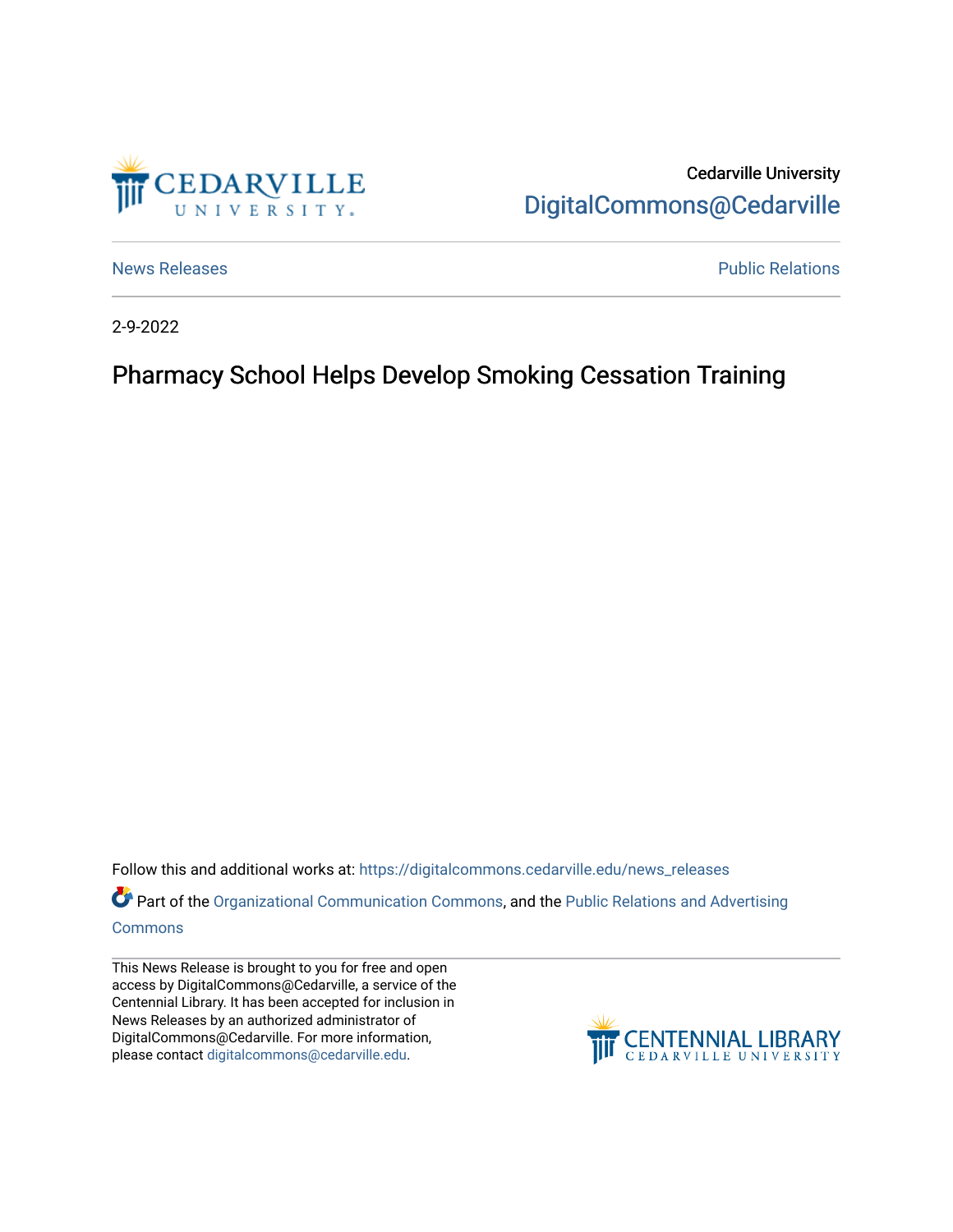Cedarville University

DigitalCommons@Cedarville

News Releases

Public Relations

2-9-2022

# Pharmacy School Helps Develop Smoking Cessation Training

Follow this and additional works at: https://digitalcommons.cedarville.edu/news_releases

Part of the Organizational Communication Commons, and the Public Relations and Advertising Commons

This News Release is brought to you for free and open access by DigitalCommons@Cedarville, a service of the Centennial Library. It has been accepted for inclusion in News Releases by an authorized administrator of DigitalCommons@Cedarville. For more information, please contact digitalcommons@cedarville.edu.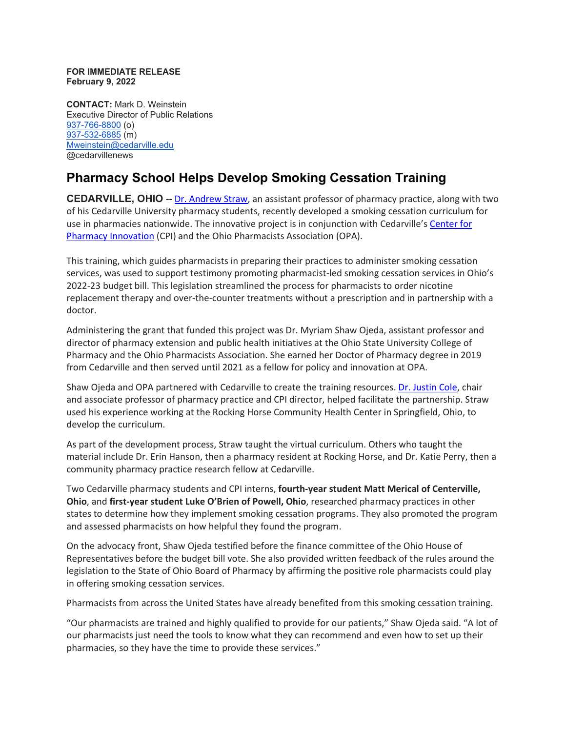**FOR IMMEDIATE RELEASE**
**February 9, 2022**

**CONTACT:** Mark D. Weinstein
Executive Director of Public Relations
937-766-8800 (o)
937-532-6885 (m)
Mweinstein@cedarville.edu
@cedarvillenews

# Pharmacy School Helps Develop Smoking Cessation Training

**CEDARVILLE, OHIO --** Dr. Andrew Straw, an assistant professor of pharmacy practice, along with two of his Cedarville University pharmacy students, recently developed a smoking cessation curriculum for use in pharmacies nationwide. The innovative project is in conjunction with Cedarville's Center for Pharmacy Innovation (CPI) and the Ohio Pharmacists Association (OPA).

This training, which guides pharmacists in preparing their practices to administer smoking cessation services, was used to support testimony promoting pharmacist-led smoking cessation services in Ohio's 2022-23 budget bill. This legislation streamlined the process for pharmacists to order nicotine replacement therapy and over-the-counter treatments without a prescription and in partnership with a doctor.

Administering the grant that funded this project was Dr. Myriam Shaw Ojeda, assistant professor and director of pharmacy extension and public health initiatives at the Ohio State University College of Pharmacy and the Ohio Pharmacists Association. She earned her Doctor of Pharmacy degree in 2019 from Cedarville and then served until 2021 as a fellow for policy and innovation at OPA.

Shaw Ojeda and OPA partnered with Cedarville to create the training resources. Dr. Justin Cole, chair and associate professor of pharmacy practice and CPI director, helped facilitate the partnership. Straw used his experience working at the Rocking Horse Community Health Center in Springfield, Ohio, to develop the curriculum.

As part of the development process, Straw taught the virtual curriculum. Others who taught the material include Dr. Erin Hanson, then a pharmacy resident at Rocking Horse, and Dr. Katie Perry, then a community pharmacy practice research fellow at Cedarville.

Two Cedarville pharmacy students and CPI interns, **fourth-year student Matt Merical of Centerville, Ohio**, and **first-year student Luke O'Brien of Powell, Ohio**, researched pharmacy practices in other states to determine how they implement smoking cessation programs. They also promoted the program and assessed pharmacists on how helpful they found the program.

On the advocacy front, Shaw Ojeda testified before the finance committee of the Ohio House of Representatives before the budget bill vote. She also provided written feedback of the rules around the legislation to the State of Ohio Board of Pharmacy by affirming the positive role pharmacists could play in offering smoking cessation services.

Pharmacists from across the United States have already benefited from this smoking cessation training.

"Our pharmacists are trained and highly qualified to provide for our patients," Shaw Ojeda said. "A lot of our pharmacists just need the tools to know what they can recommend and even how to set up their pharmacies, so they have the time to provide these services."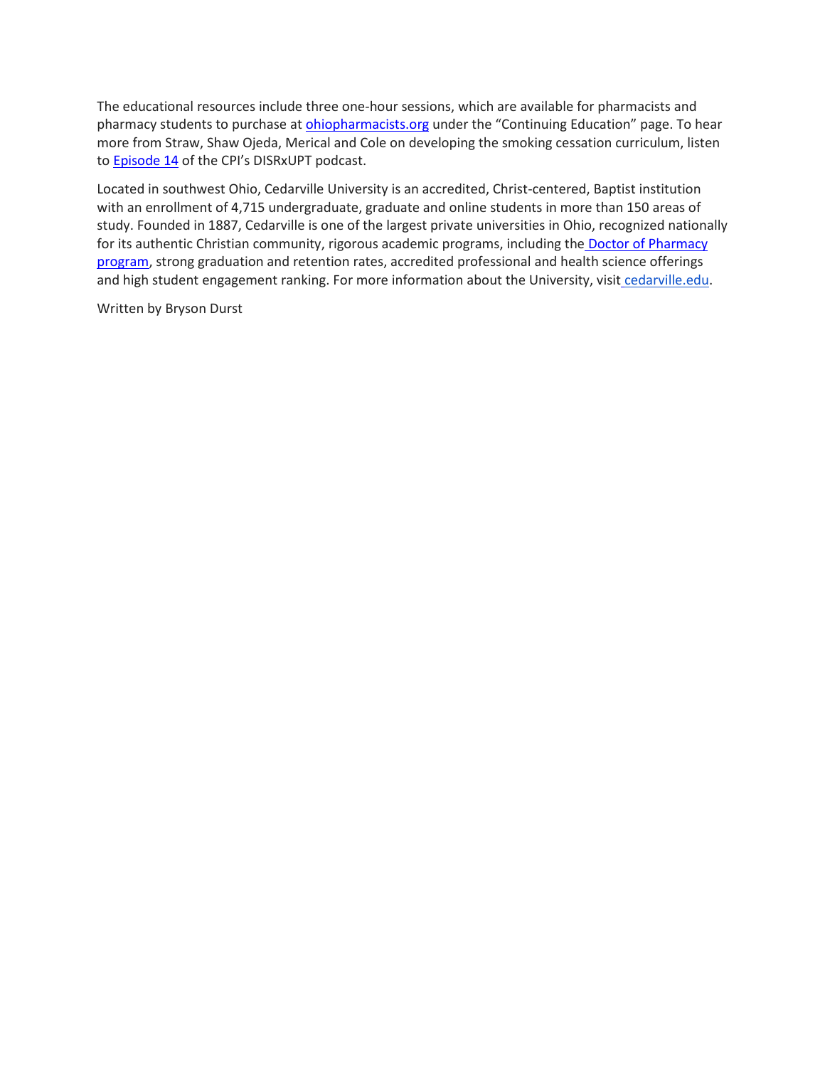The educational resources include three one-hour sessions, which are available for pharmacists and pharmacy students to purchase at ohiopharmacists.org under the "Continuing Education" page. To hear more from Straw, Shaw Ojeda, Merical and Cole on developing the smoking cessation curriculum, listen to Episode 14 of the CPI's DISRxUPT podcast.

Located in southwest Ohio, Cedarville University is an accredited, Christ-centered, Baptist institution with an enrollment of 4,715 undergraduate, graduate and online students in more than 150 areas of study. Founded in 1887, Cedarville is one of the largest private universities in Ohio, recognized nationally for its authentic Christian community, rigorous academic programs, including the Doctor of Pharmacy program, strong graduation and retention rates, accredited professional and health science offerings and high student engagement ranking. For more information about the University, visit cedarville.edu.

Written by Bryson Durst